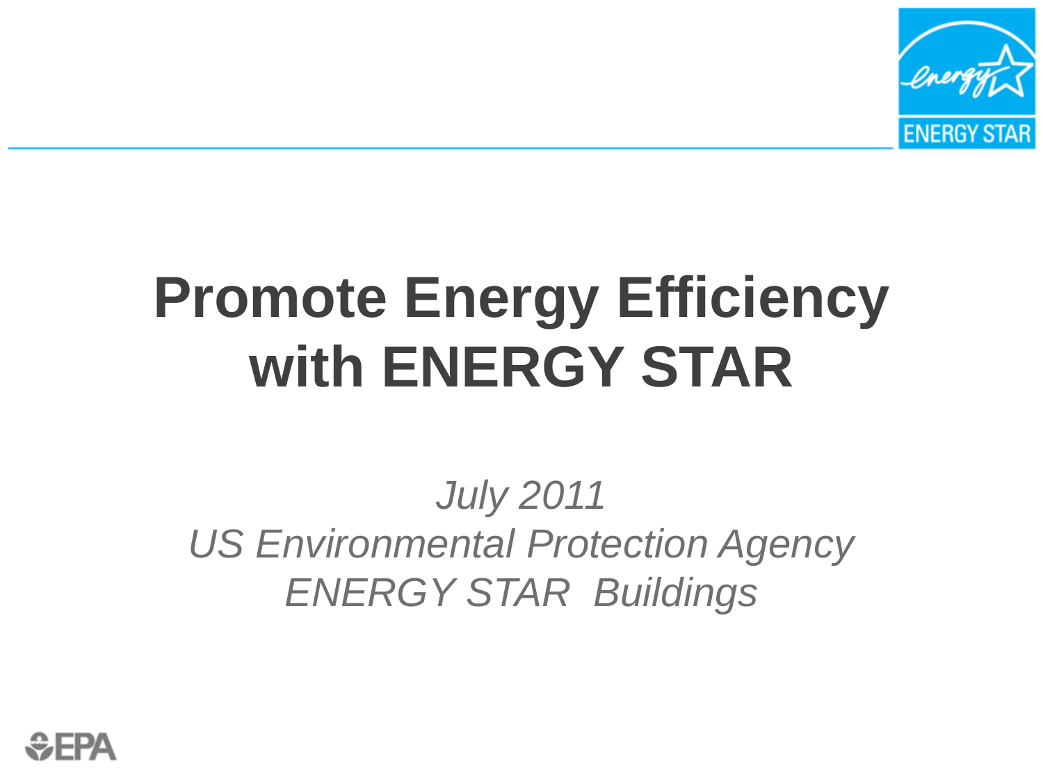# Promote Energy Efficiency with ENERGY STAR

*July 2011*
*US Environmental Protection Agency*
*ENERGY STAR Buildings*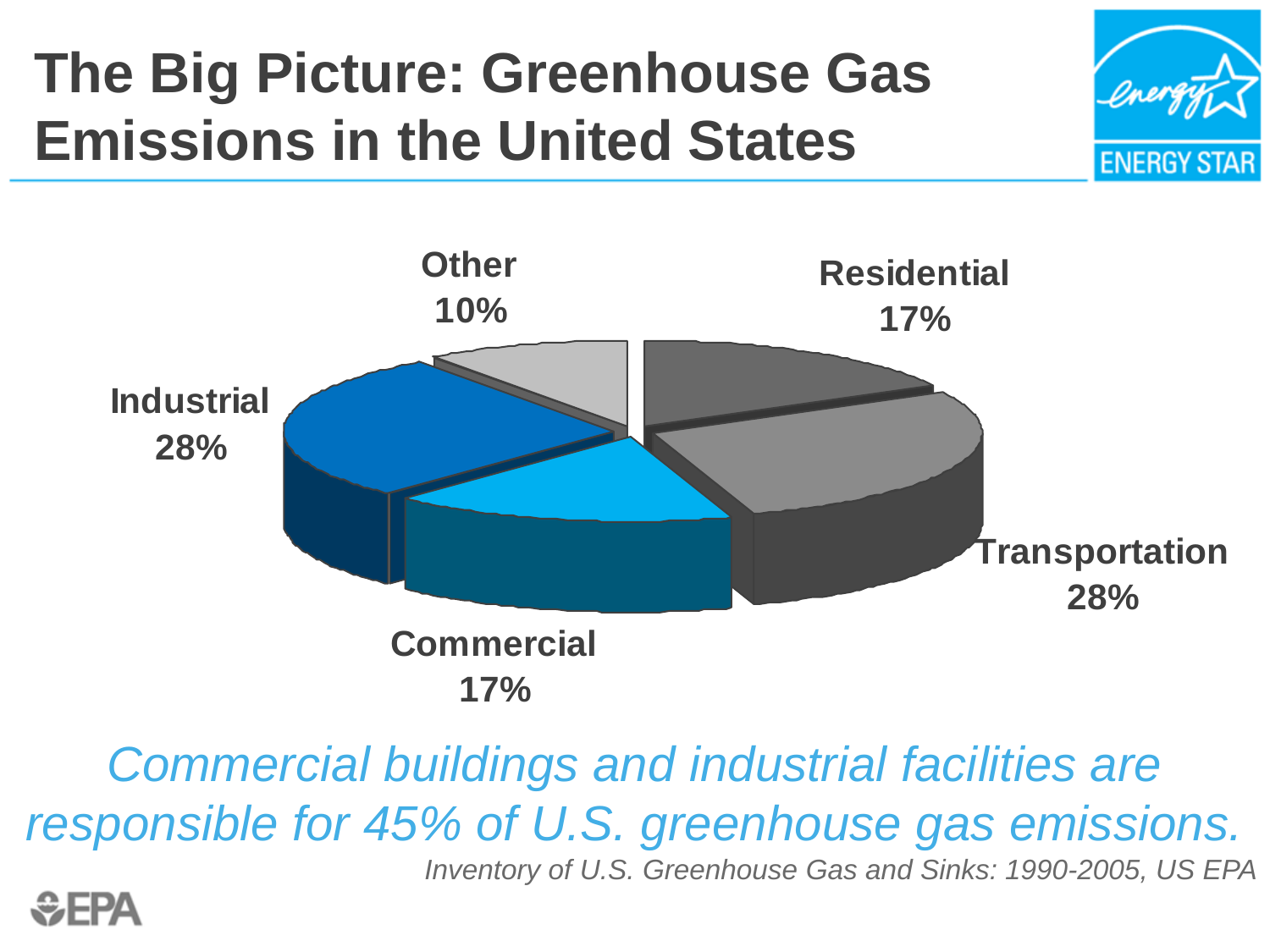# The Big Picture: Greenhouse Gas Emissions in the United States

Other
10%

Residential
17%

Industrial
28%

Transportation
28%

Commercial
17%

*Commercial buildings and industrial facilities are responsible for 45% of U.S. greenhouse gas emissions.*

*Inventory of U.S. Greenhouse Gas and Sinks: 1990-2005, US EPA*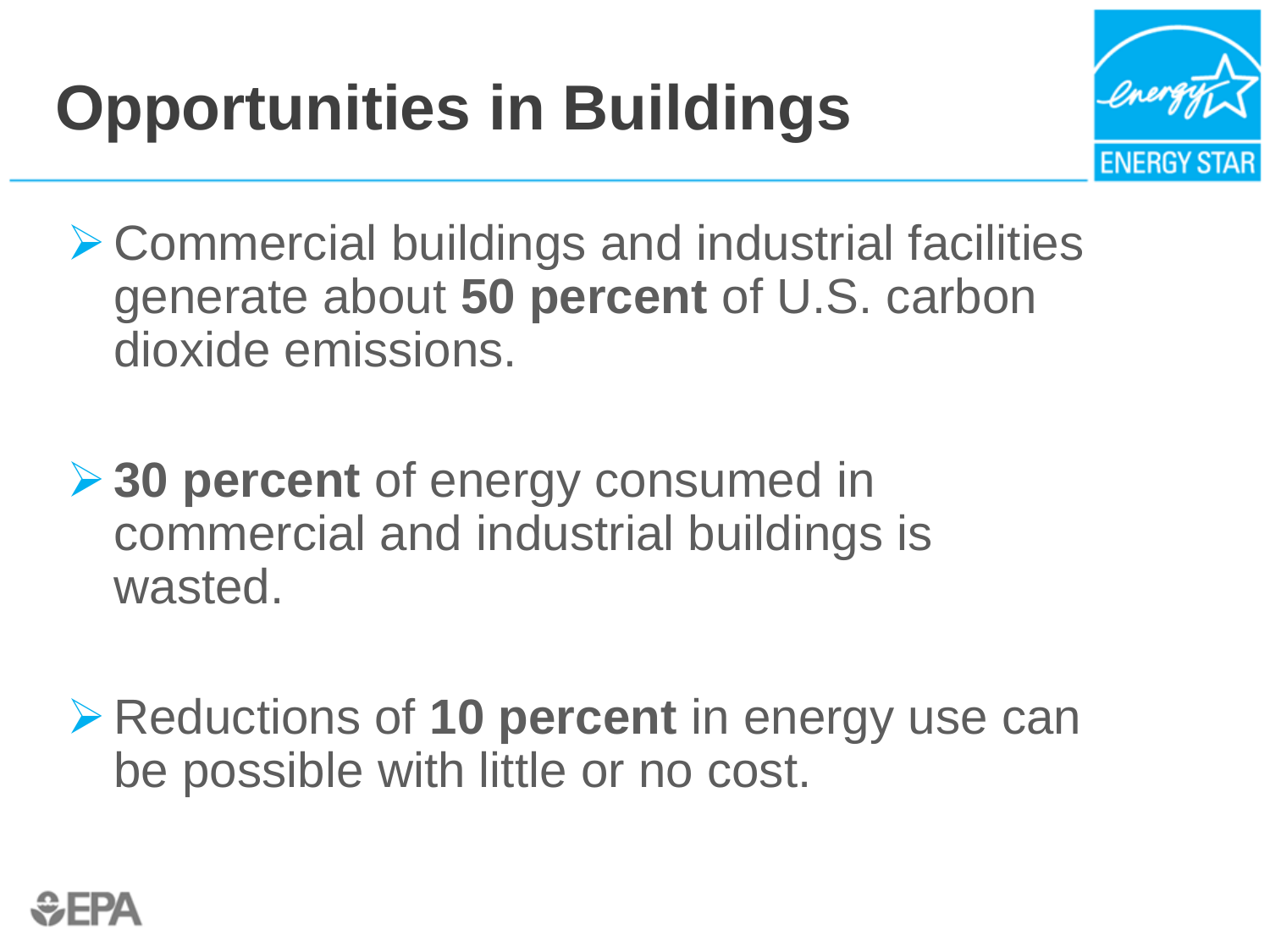# Opportunities in Buildings

- Commercial buildings and industrial facilities generate about **50 percent** of U.S. carbon dioxide emissions.

- **30 percent** of energy consumed in commercial and industrial buildings is wasted.

- Reductions of **10 percent** in energy use can be possible with little or no cost.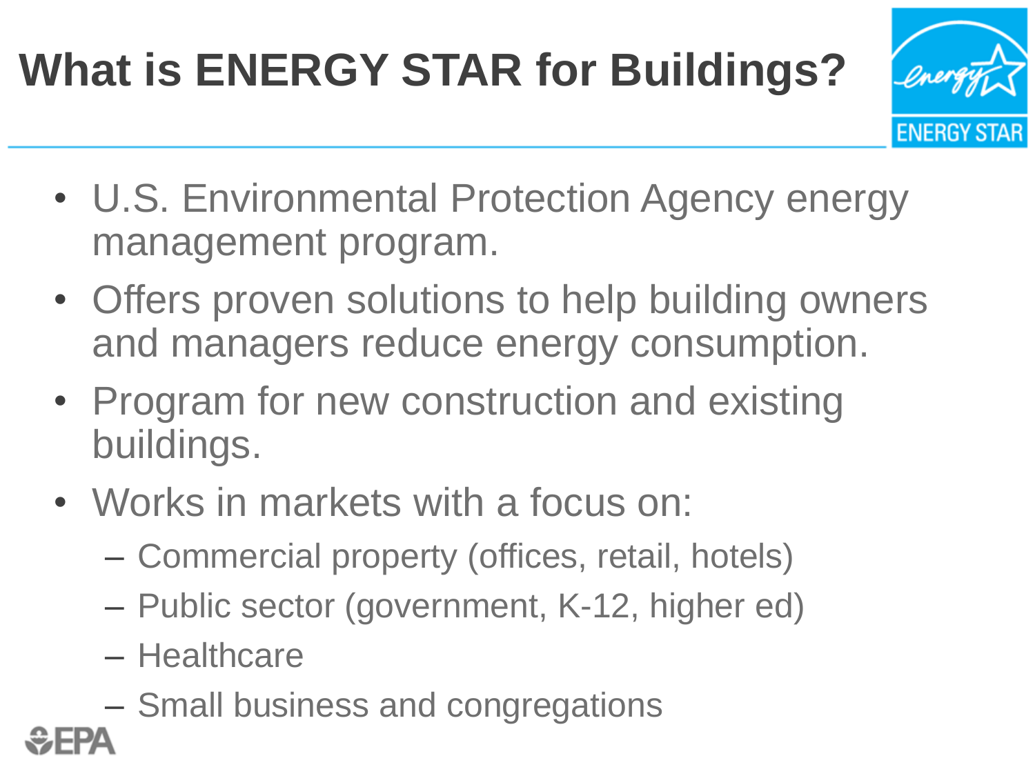# What is ENERGY STAR for Buildings?

- U.S. Environmental Protection Agency energy management program.
- Offers proven solutions to help building owners and managers reduce energy consumption.
- Program for new construction and existing buildings.
- Works in markets with a focus on:
  - Commercial property (offices, retail, hotels)
  - Public sector (government, K-12, higher ed)
  - Healthcare
  - Small business and congregations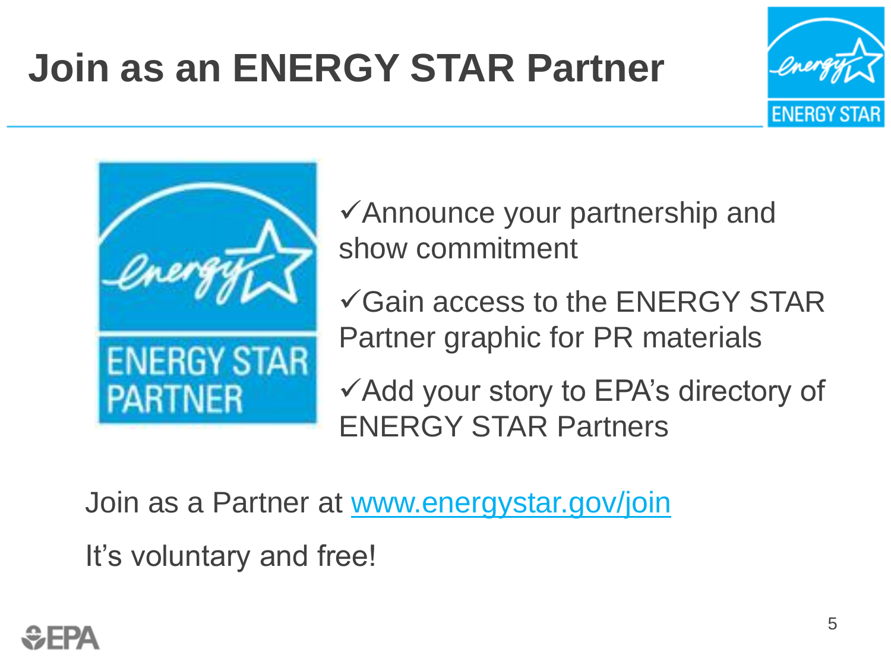# Join as an ENERGY STAR Partner

- ✓Announce your partnership and show commitment
- ✓Gain access to the ENERGY STAR Partner graphic for PR materials
- ✓Add your story to EPA's directory of ENERGY STAR Partners

Join as a Partner at [www.energystar.gov/join](www.energystar.gov/join)

It's voluntary and free!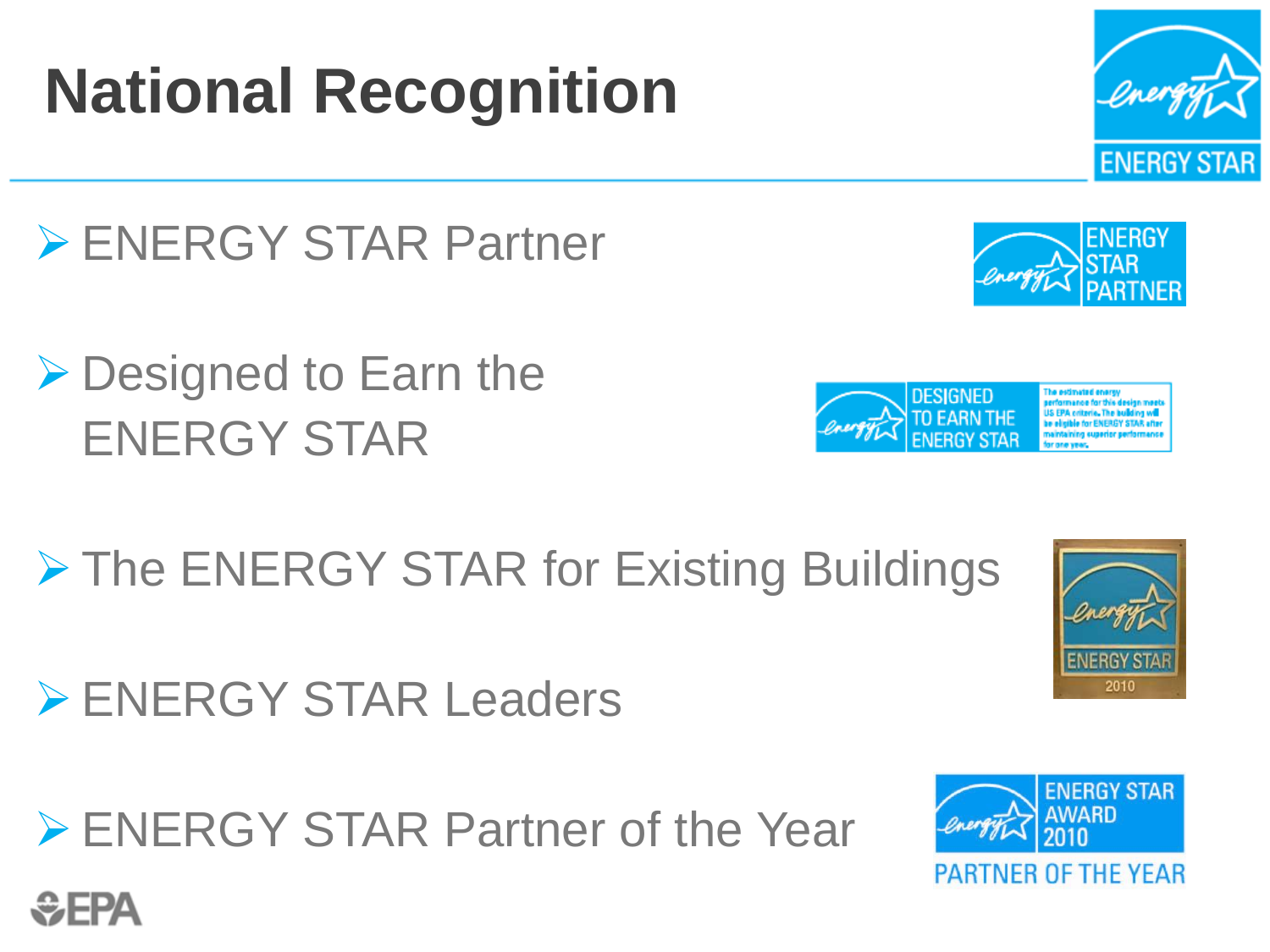# National Recognition

- ENERGY STAR Partner
- Designed to Earn the ENERGY STAR
- The ENERGY STAR for Existing Buildings
- ENERGY STAR Leaders
- ENERGY STAR Partner of the Year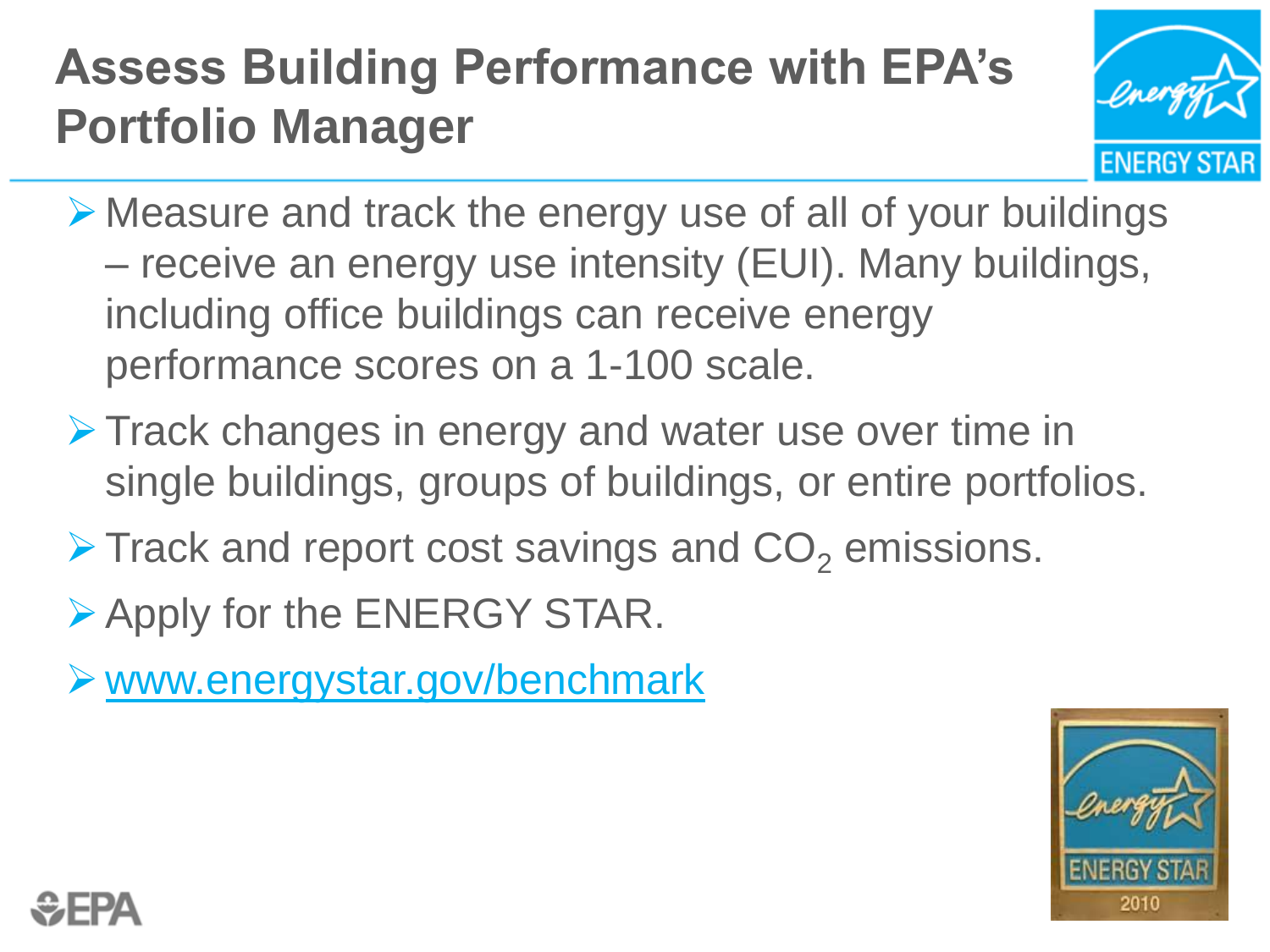# Assess Building Performance with EPA's Portfolio Manager

- Measure and track the energy use of all of your buildings – receive an energy use intensity (EUI). Many buildings, including office buildings can receive energy performance scores on a 1-100 scale.
- Track changes in energy and water use over time in single buildings, groups of buildings, or entire portfolios.
- Track and report cost savings and $CO_2$ emissions.
- Apply for the ENERGY STAR.
- www.energystar.gov/benchmark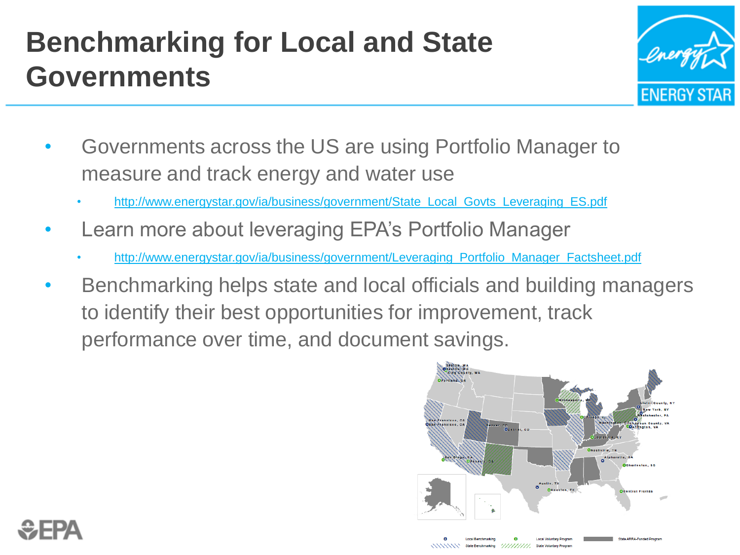# Benchmarking for Local and State Governments

- Governments across the US are using Portfolio Manager to measure and track energy and water use
  - http://www.energystar.gov/ia/business/government/State_Local_Govts_Leveraging_ES.pdf
- Learn more about leveraging EPA's Portfolio Manager
  - http://www.energystar.gov/ia/business/government/Leveraging_Portfolio_Manager_Factsheet.pdf
- Benchmarking helps state and local officials and building managers to identify their best opportunities for improvement, track performance over time, and document savings.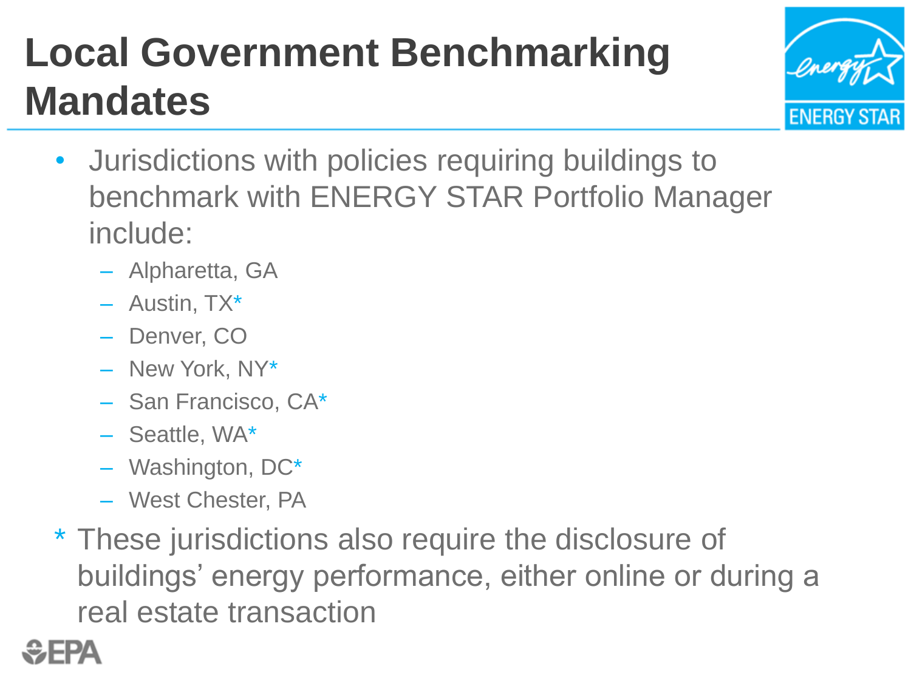# Local Government Benchmarking Mandates

- Jurisdictions with policies requiring buildings to benchmark with ENERGY STAR Portfolio Manager include:
  - Alpharetta, GA
  - Austin, TX*
  - Denver, CO
  - New York, NY*
  - San Francisco, CA*
  - Seattle, WA*
  - Washington, DC*
  - West Chester, PA

\* These jurisdictions also require the disclosure of buildings' energy performance, either online or during a real estate transaction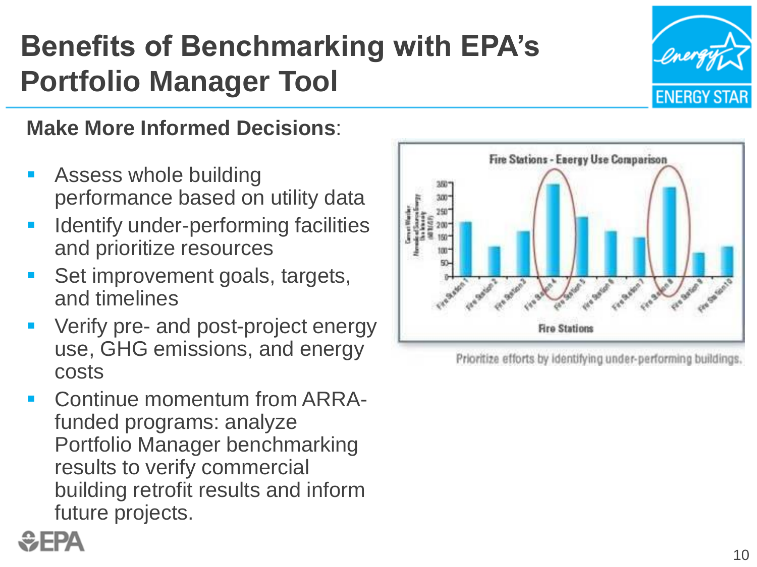# Benefits of Benchmarking with EPA's Portfolio Manager Tool

**Make More Informed Decisions**:

- Assess whole building performance based on utility data
- Identify under-performing facilities and prioritize resources
- Set improvement goals, targets, and timelines
- Verify pre- and post-project energy use, GHG emissions, and energy costs
- Continue momentum from ARRA-funded programs: analyze Portfolio Manager benchmarking results to verify commercial building retrofit results and inform future projects.

Prioritize efforts by identifying under-performing buildings.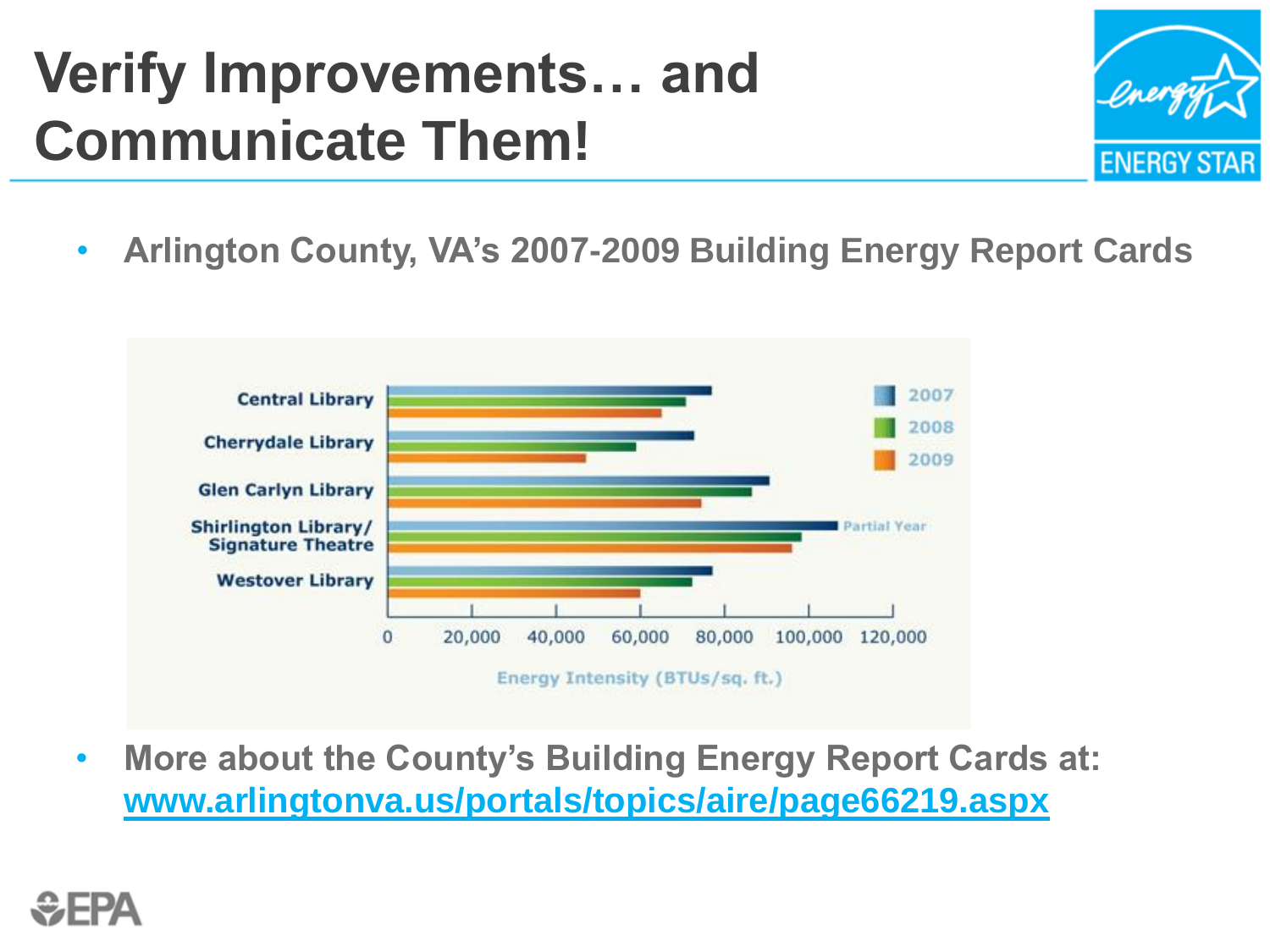# Verify Improvements… and Communicate Them!

- Arlington County, VA's 2007-2009 Building Energy Report Cards

Central Library
Cherrydale Library
Glen Carlyn Library
Shirlington Library/ Signature Theatre
Westover Library

2007
2008
2009
Partial Year

0 20,000 40,000 60,000 80,000 100,000 120,000

Energy Intensity (BTUs/sq. ft.)

- More about the County's Building Energy Report Cards at: [www.arlingtonva.us/portals/topics/aire/page66219.aspx](www.arlingtonva.us/portals/topics/aire/page66219.aspx)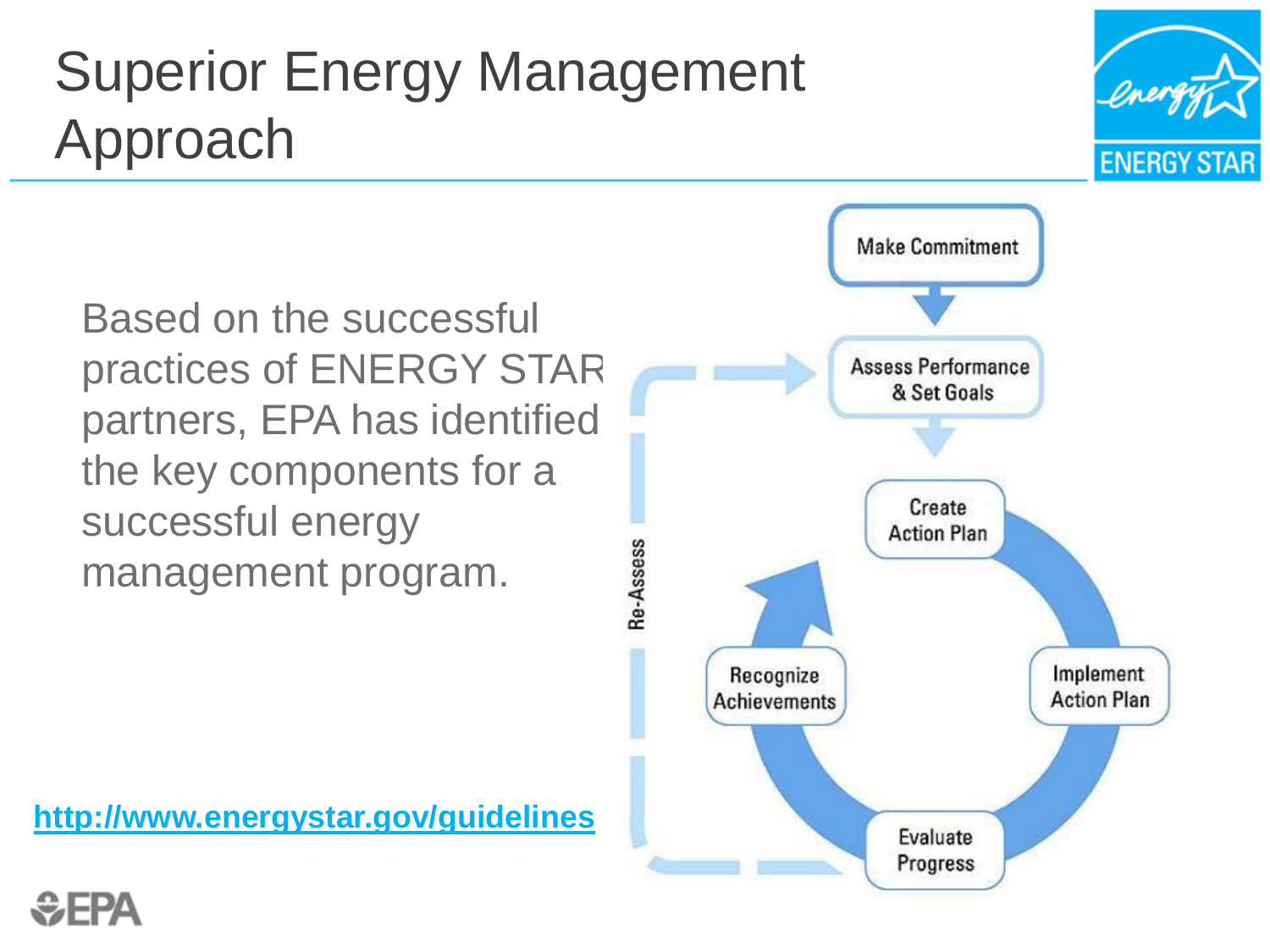# Superior Energy Management Approach

Based on the successful practices of ENERGY STAR partners, EPA has identified the key components for a successful energy management program.

http://www.energystar.gov/guidelines

Make Commitment

Assess Performance & Set Goals

Create Action Plan

Implement Action Plan

Evaluate Progress

Recognize Achievements

Re-Assess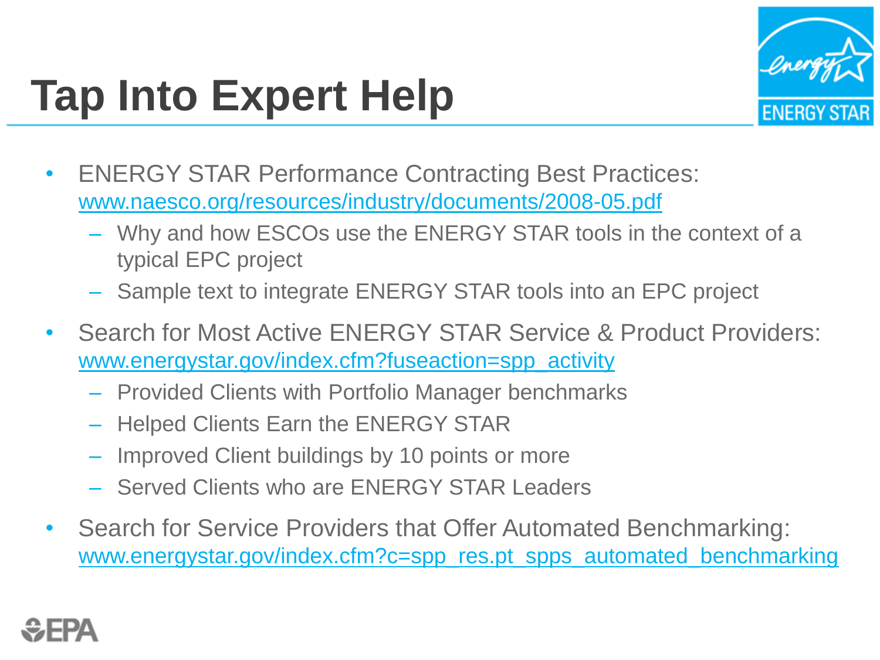# Tap Into Expert Help

- ENERGY STAR Performance Contracting Best Practices: www.naesco.org/resources/industry/documents/2008-05.pdf
  - Why and how ESCOs use the ENERGY STAR tools in the context of a typical EPC project
  - Sample text to integrate ENERGY STAR tools into an EPC project
- Search for Most Active ENERGY STAR Service & Product Providers: www.energystar.gov/index.cfm?fuseaction=spp_activity
  - Provided Clients with Portfolio Manager benchmarks
  - Helped Clients Earn the ENERGY STAR
  - Improved Client buildings by 10 points or more
  - Served Clients who are ENERGY STAR Leaders
- Search for Service Providers that Offer Automated Benchmarking: www.energystar.gov/index.cfm?c=spp_res.pt_spps_automated_benchmarking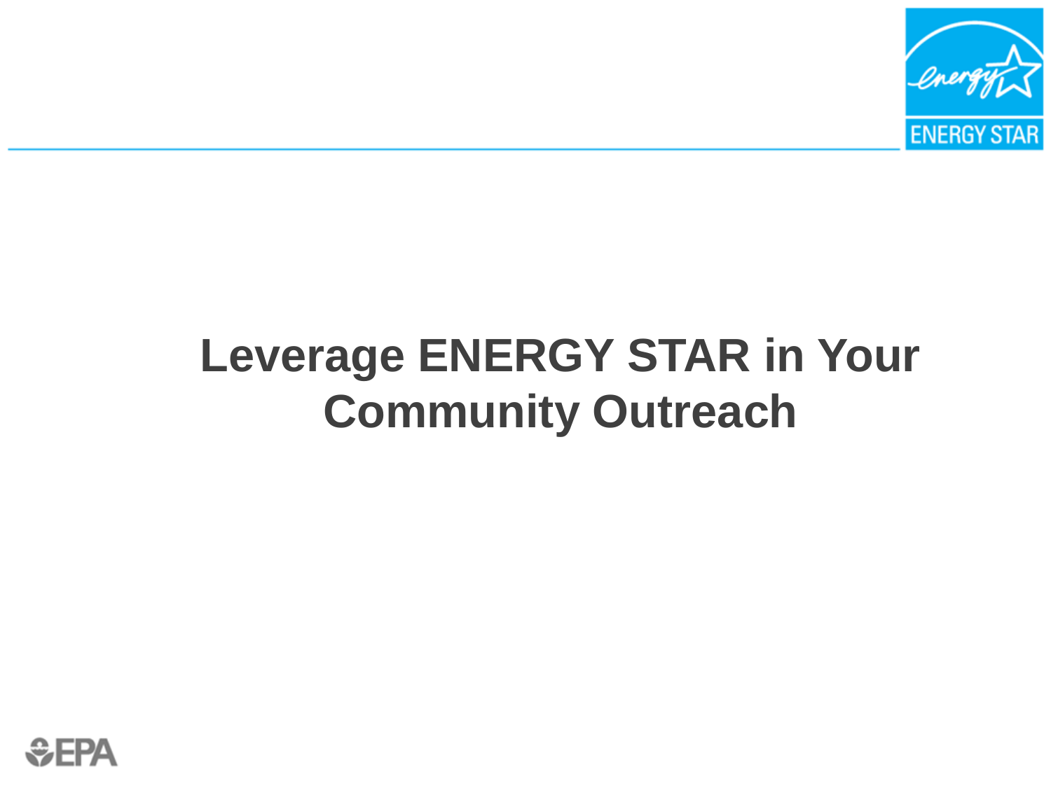# Leverage ENERGY STAR in Your Community Outreach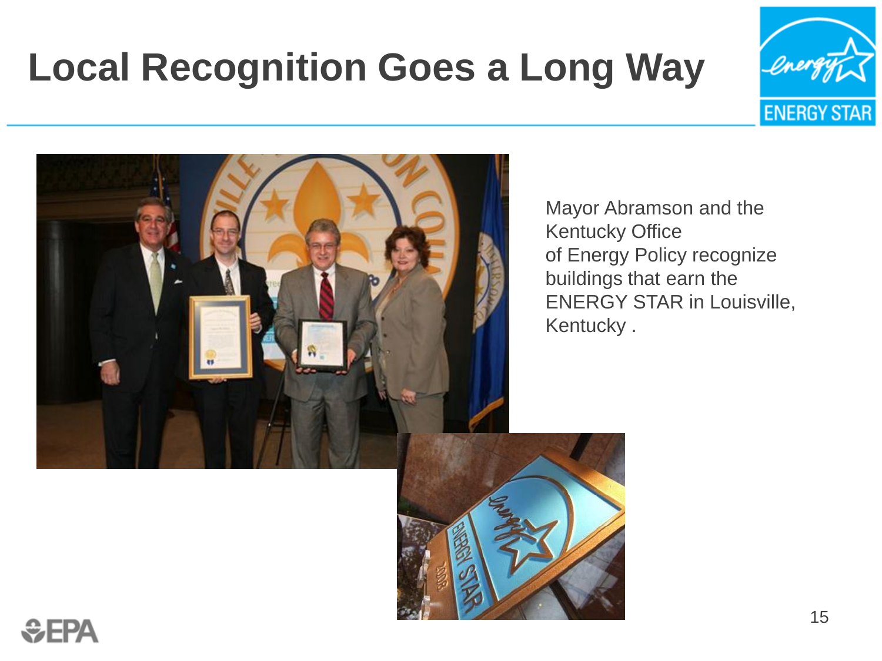# Local Recognition Goes a Long Way

Mayor Abramson and the Kentucky Office of Energy Policy recognize buildings that earn the ENERGY STAR in Louisville, Kentucky .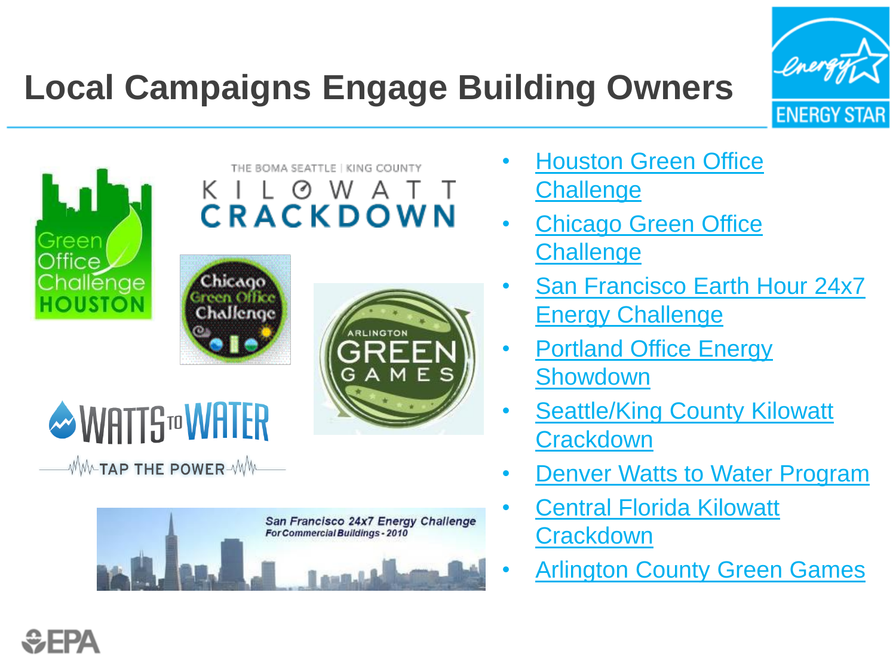# Local Campaigns Engage Building Owners

- Houston Green Office Challenge
- Chicago Green Office Challenge
- San Francisco Earth Hour 24x7 Energy Challenge
- Portland Office Energy Showdown
- Seattle/King County Kilowatt Crackdown
- Denver Watts to Water Program
- Central Florida Kilowatt Crackdown
- Arlington County Green Games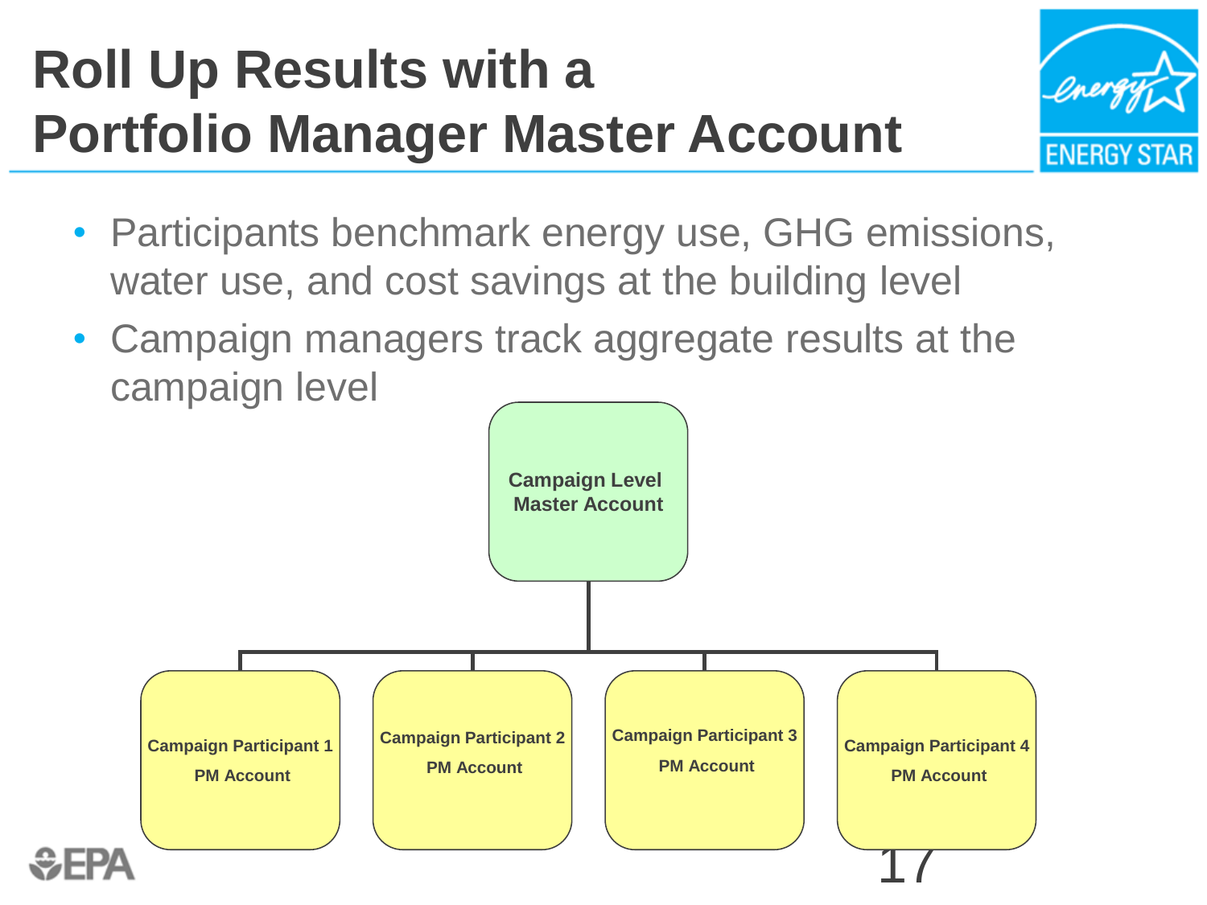# Roll Up Results with a Portfolio Manager Master Account

- Participants benchmark energy use, GHG emissions, water use, and cost savings at the building level
- Campaign managers track aggregate results at the campaign level

**Campaign Level Master Account**

- **Campaign Participant 1 PM Account**
- **Campaign Participant 2 PM Account**
- **Campaign Participant 3 PM Account**
- **Campaign Participant 4 PM Account**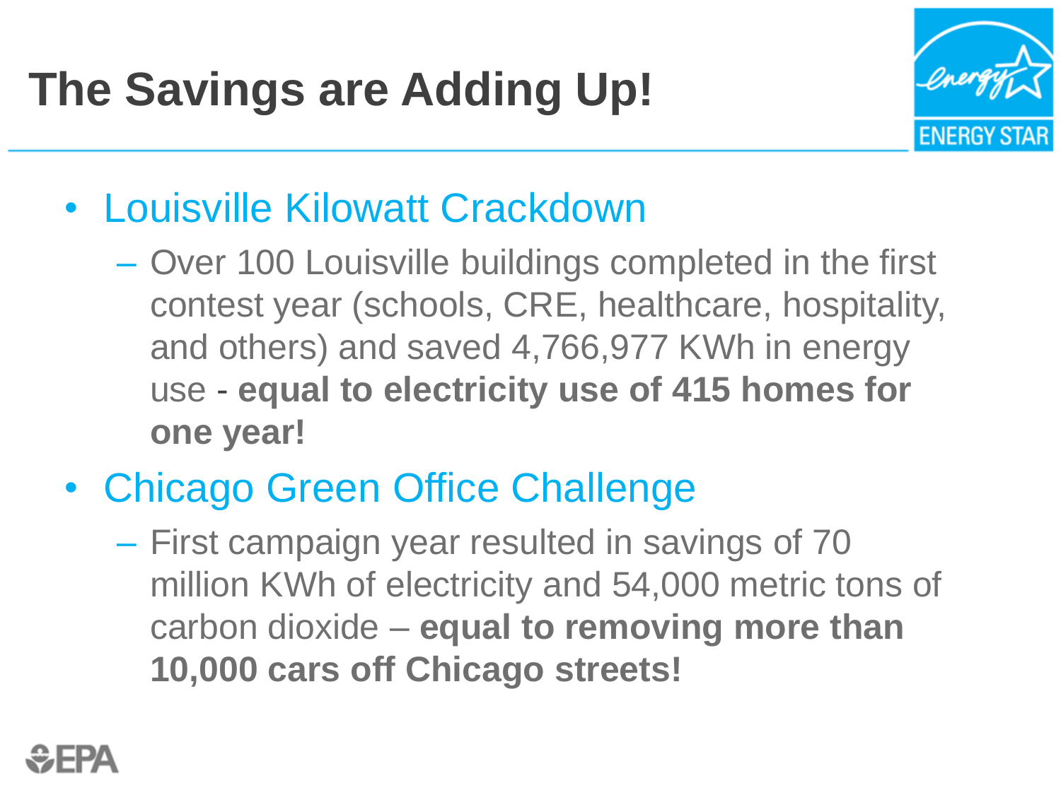# The Savings are Adding Up!

- Louisville Kilowatt Crackdown
  - Over 100 Louisville buildings completed in the first contest year (schools, CRE, healthcare, hospitality, and others) and saved 4,766,977 KWh in energy use - **equal to electricity use of 415 homes for one year!**
- Chicago Green Office Challenge
  - First campaign year resulted in savings of 70 million KWh of electricity and 54,000 metric tons of carbon dioxide – **equal to removing more than 10,000 cars off Chicago streets!**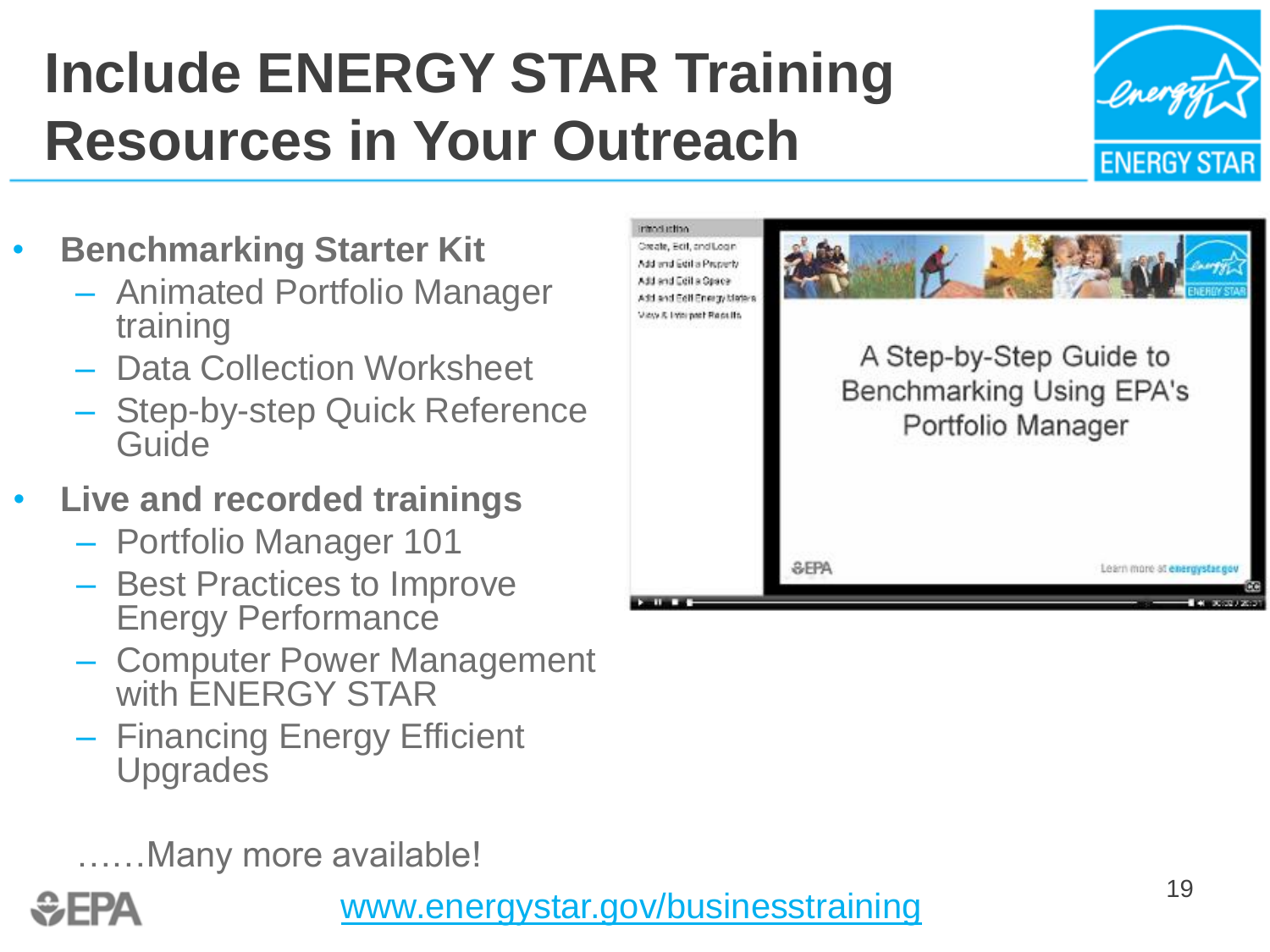# Include ENERGY STAR Training Resources in Your Outreach

- **Benchmarking Starter Kit**
  - Animated Portfolio Manager training
  - Data Collection Worksheet
  - Step-by-step Quick Reference Guide
- **Live and recorded trainings**
  - Portfolio Manager 101
  - Best Practices to Improve Energy Performance
  - Computer Power Management with ENERGY STAR
  - Financing Energy Efficient Upgrades

……Many more available!

www.energystar.gov/businesstraining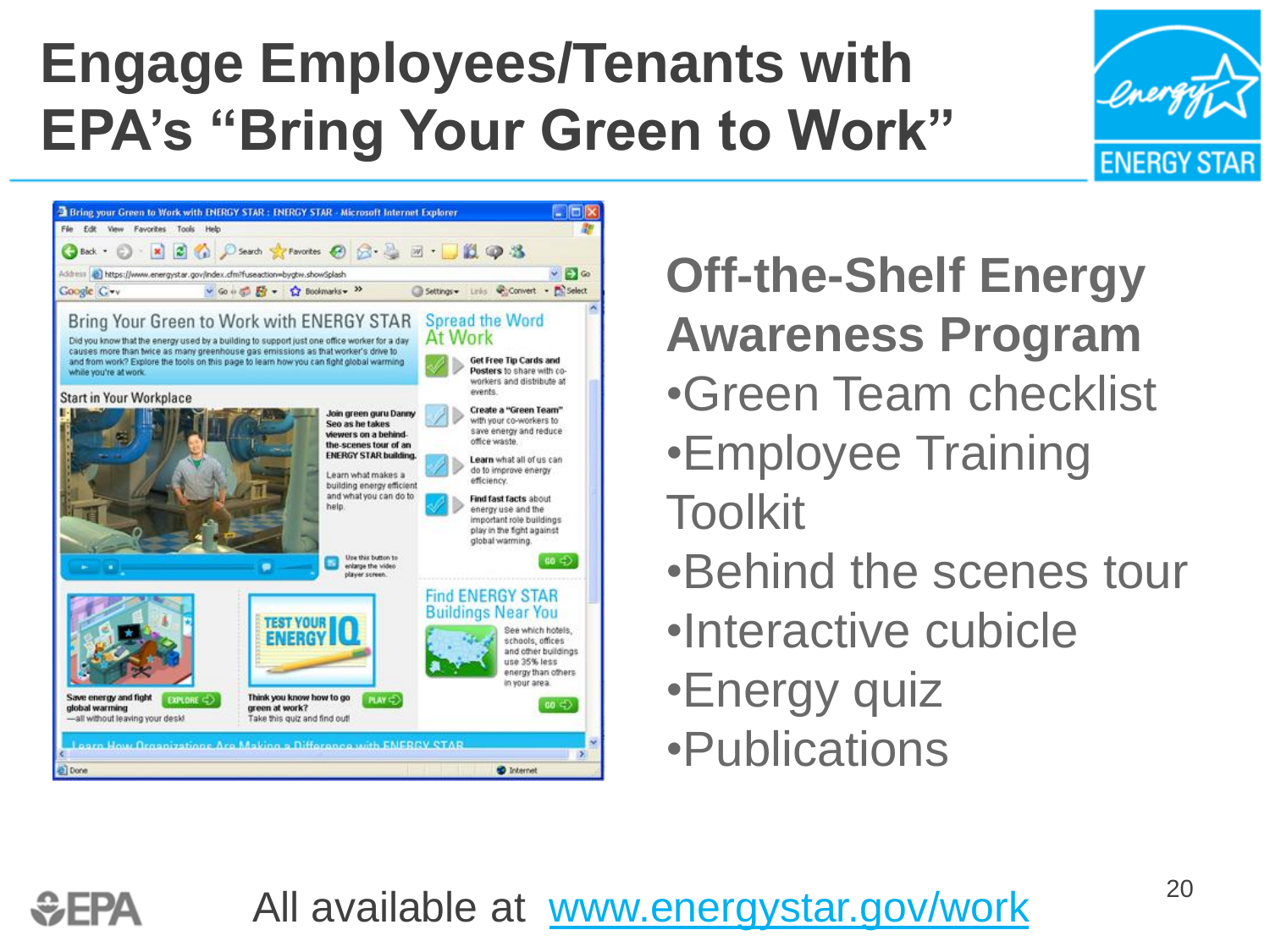# Engage Employees/Tenants with EPA's "Bring Your Green to Work"

**Off-the-Shelf Energy Awareness Program**

- Green Team checklist
- Employee Training Toolkit
- Behind the scenes tour
- Interactive cubicle
- Energy quiz
- Publications

All available at [www.energystar.gov/work](http://www.energystar.gov/work)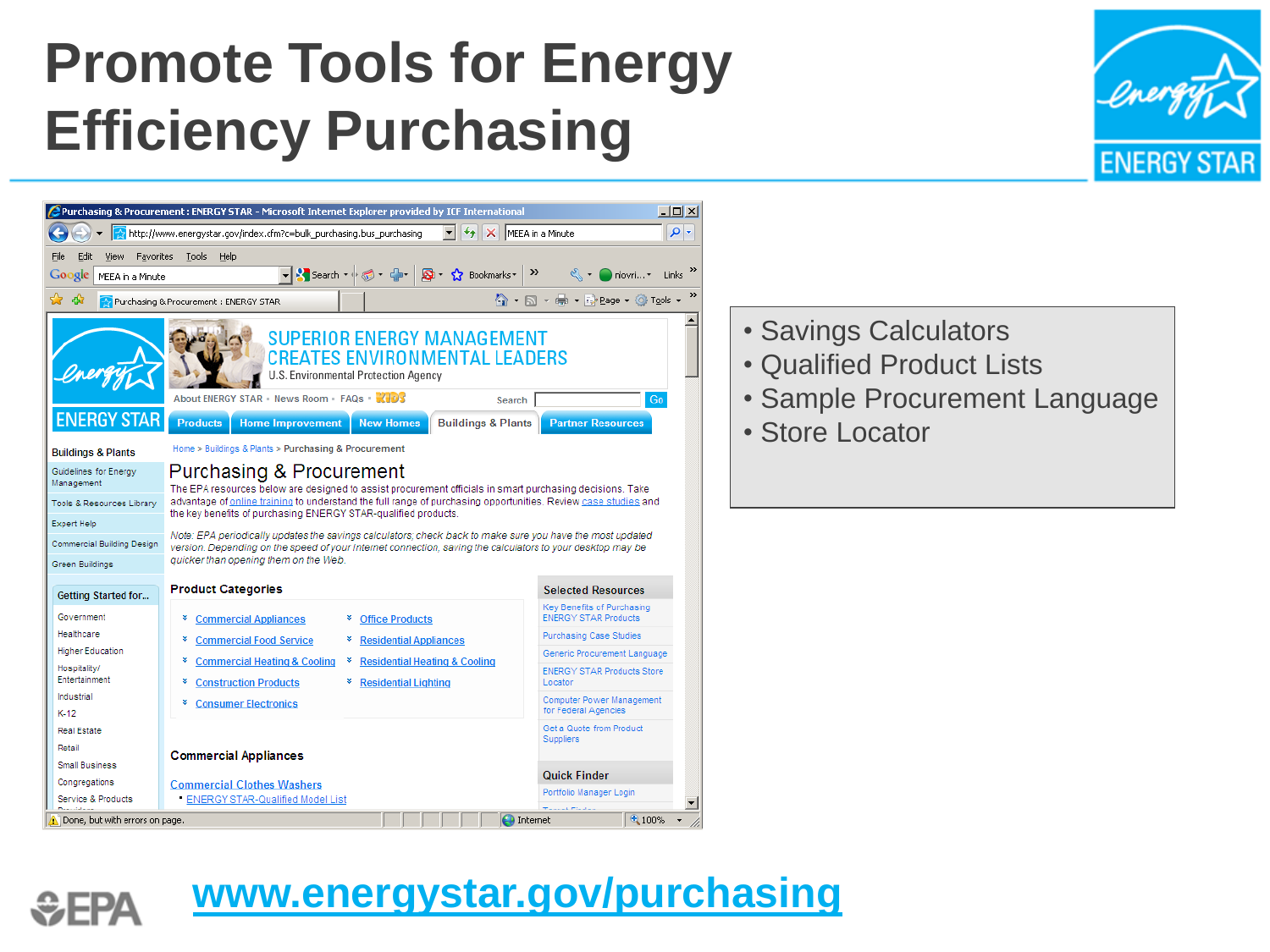# Promote Tools for Energy Efficiency Purchasing

- Savings Calculators
- Qualified Product Lists
- Sample Procurement Language
- Store Locator

www.energystar.gov/purchasing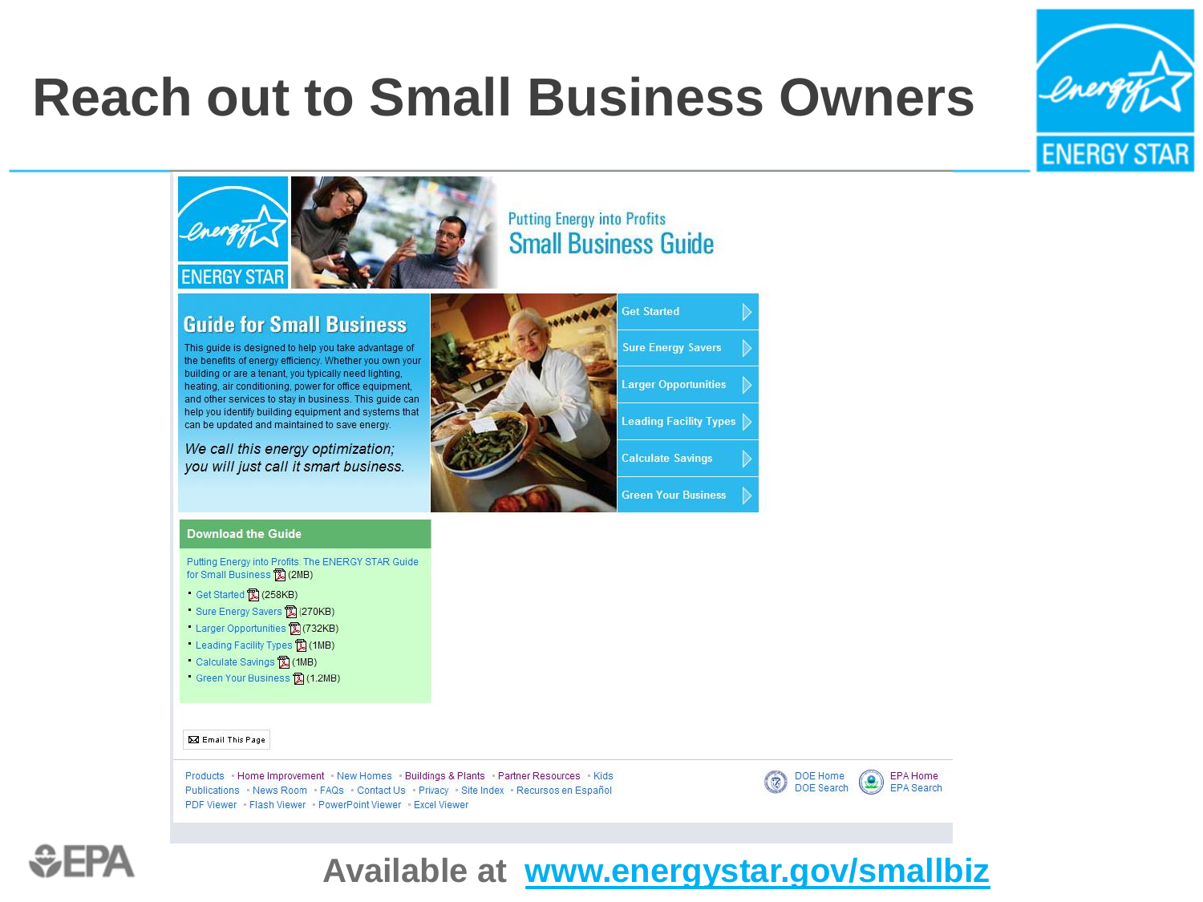# Reach out to Small Business Owners

Putting Energy into Profits

Small Business Guide

## Guide for Small Business

This guide is designed to help you take advantage of the benefits of energy efficiency. Whether you own your building or are a tenant, you typically need lighting, heating, air conditioning, power for office equipment, and other services to stay in business. This guide can help you identify building equipment and systems that can be updated and maintained to save energy.

*We call this energy optimization; you will just call it smart business.*

- Get Started
- Sure Energy Savers
- Larger Opportunities
- Leading Facility Types
- Calculate Savings
- Green Your Business

### Download the Guide

Putting Energy into Profits: The ENERGY STAR Guide for Small Business (2MB)

- Get Started (258KB)
- Sure Energy Savers (270KB)
- Larger Opportunities (732KB)
- Leading Facility Types (1MB)
- Calculate Savings (1MB)
- Green Your Business (1.2MB)

Email This Page

Products • Home Improvement • New Homes • Buildings & Plants • Partner Resources • Kids
Publications • News Room • FAQs • Contact Us • Privacy • Site Index • Recursos en Español
PDF Viewer • Flash Viewer • PowerPoint Viewer • Excel Viewer

DOE Home DOE Search EPA Home EPA Search

**Available at www.energystar.gov/smallbiz**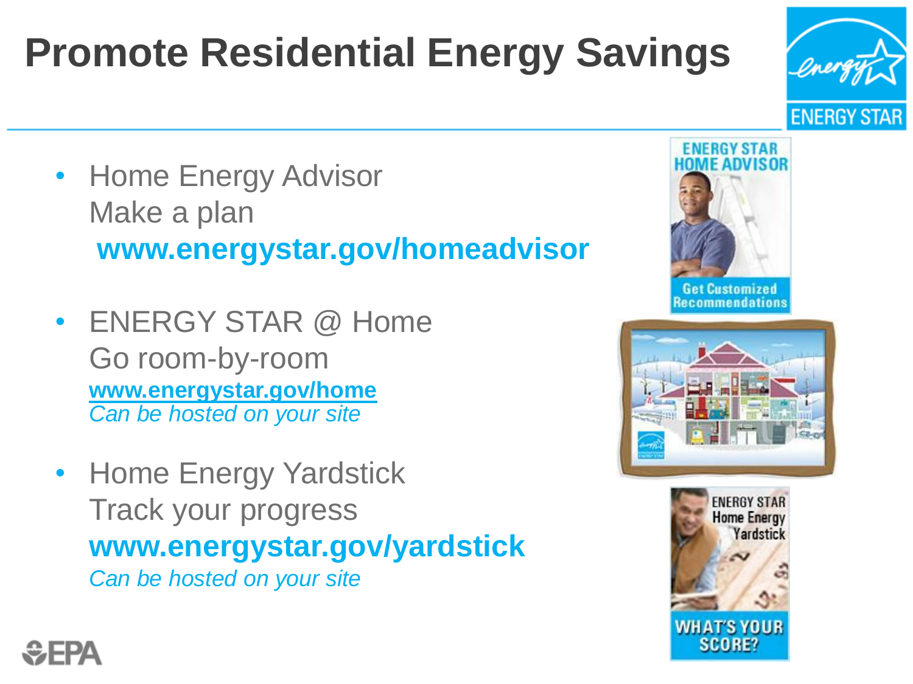# Promote Residential Energy Savings

- Home Energy Advisor
  Make a plan
  **www.energystar.gov/homeadvisor**

- ENERGY STAR @ Home
  Go room-by-room
  **www.energystar.gov/home**
  *Can be hosted on your site*

- Home Energy Yardstick
  Track your progress
  **www.energystar.gov/yardstick**
  *Can be hosted on your site*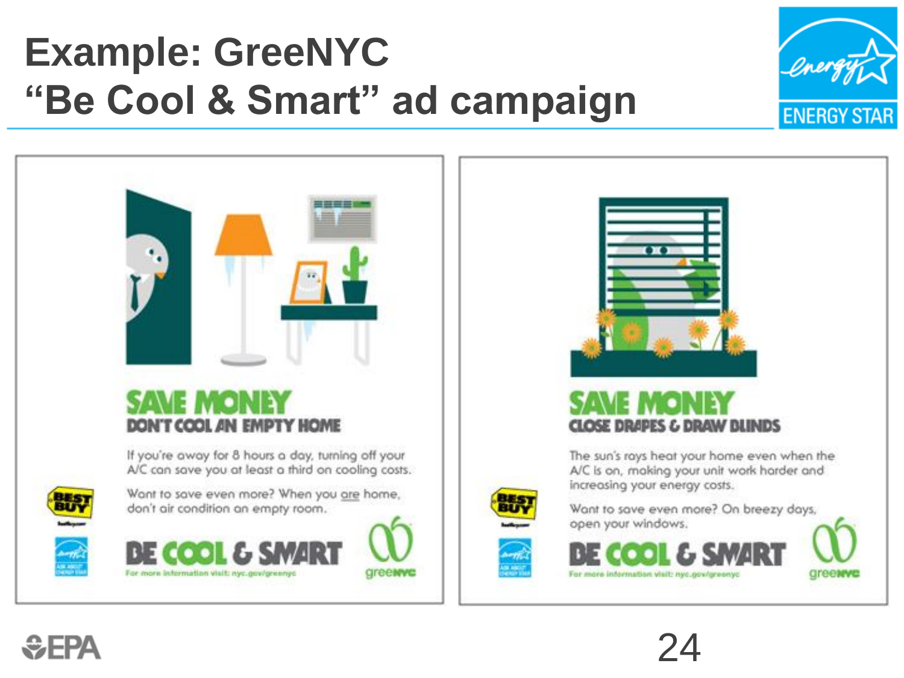# Example: GreeNYC "Be Cool & Smart" ad campaign

## SAVE MONEY
### DON'T COOL AN EMPTY HOME

If you're away for 8 hours a day, turning off your A/C can save you at least a third on cooling costs.

Want to save even more? When you are home, don't air condition an empty room.

**BE COOL & SMART**

For more information visit: nyc.gov/greenyc

## SAVE MONEY
### CLOSE DRAPES & DRAW BLINDS

The sun's rays heat your home even when the A/C is on, making your unit work harder and increasing your energy costs.

Want to save even more? On breezy days, open your windows.

**BE COOL & SMART**

For more information visit: nyc.gov/greenyc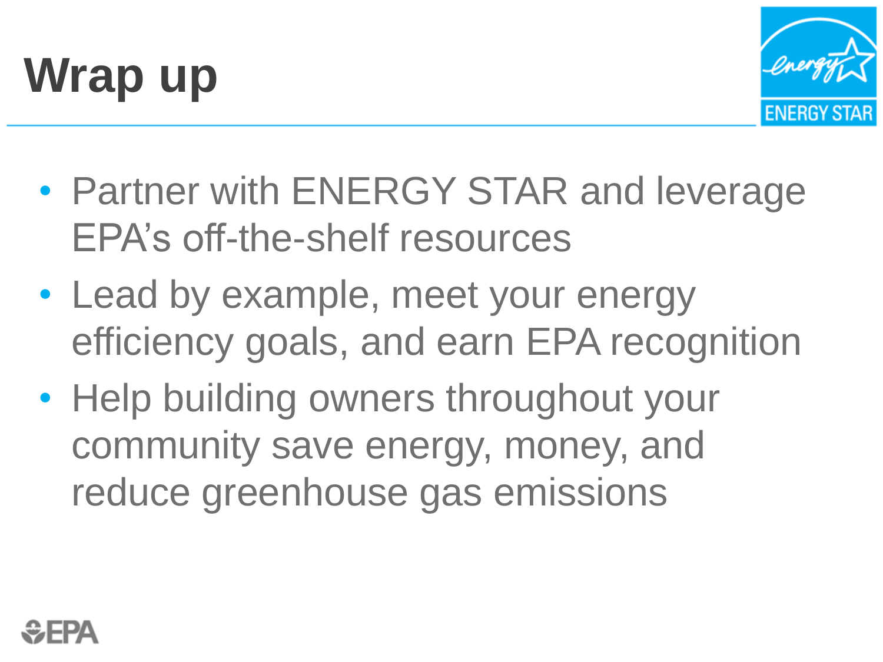# Wrap up

- Partner with ENERGY STAR and leverage EPA's off-the-shelf resources
- Lead by example, meet your energy efficiency goals, and earn EPA recognition
- Help building owners throughout your community save energy, money, and reduce greenhouse gas emissions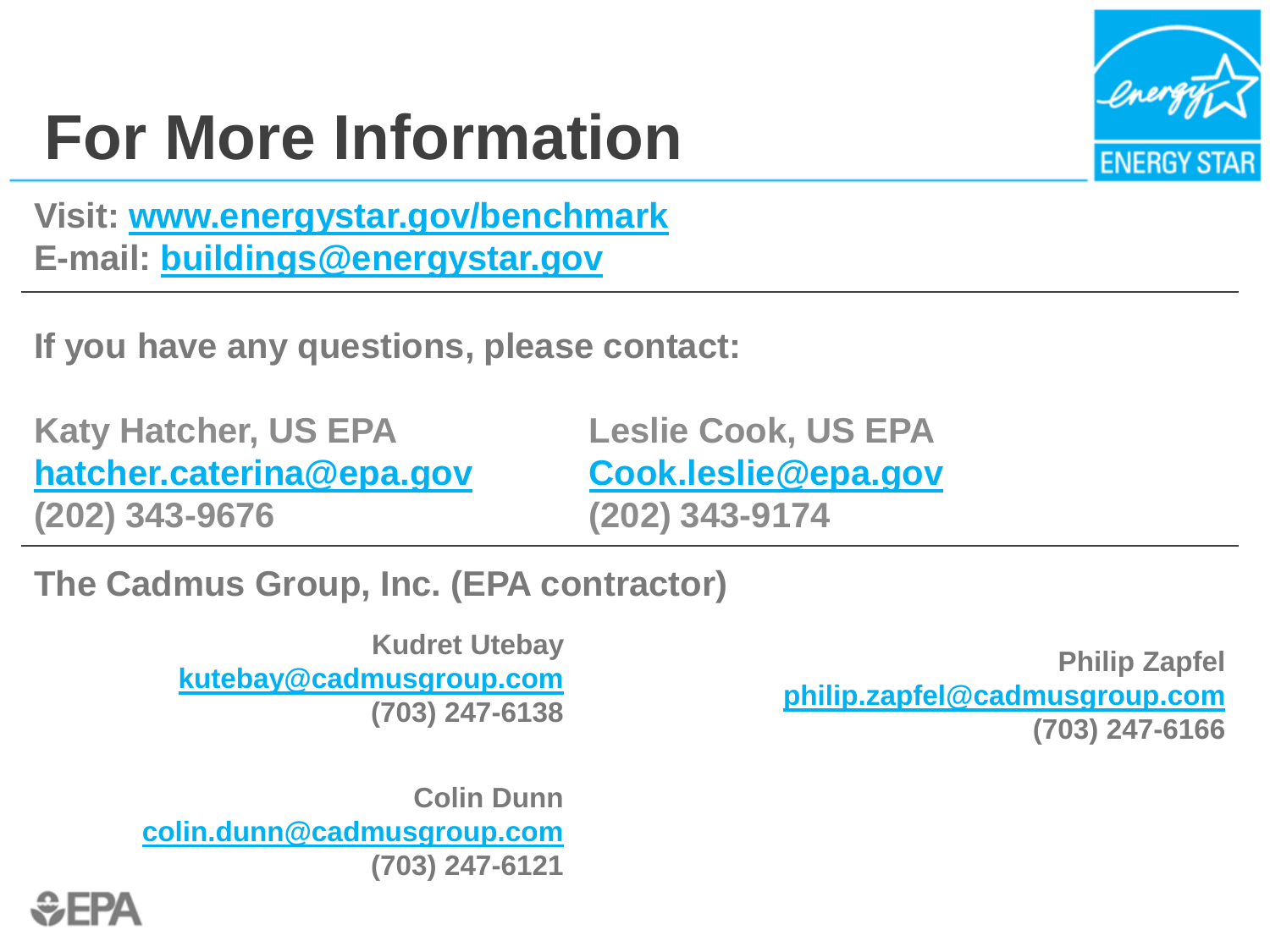# For More Information

**Visit: www.energystar.gov/benchmark**
**E-mail: buildings@energystar.gov**

---

**If you have any questions, please contact:**

**Katy Hatcher, US EPA**
**hatcher.caterina@epa.gov**
**(202) 343-9676**

**Leslie Cook, US EPA**
**Cook.leslie@epa.gov**
**(202) 343-9174**

---

**The Cadmus Group, Inc. (EPA contractor)**

**Kudret Utebay**
**kutebay@cadmusgroup.com**
**(703) 247-6138**

**Colin Dunn**
**colin.dunn@cadmusgroup.com**
**(703) 247-6121**

**Philip Zapfel**
**philip.zapfel@cadmusgroup.com**
**(703) 247-6166**